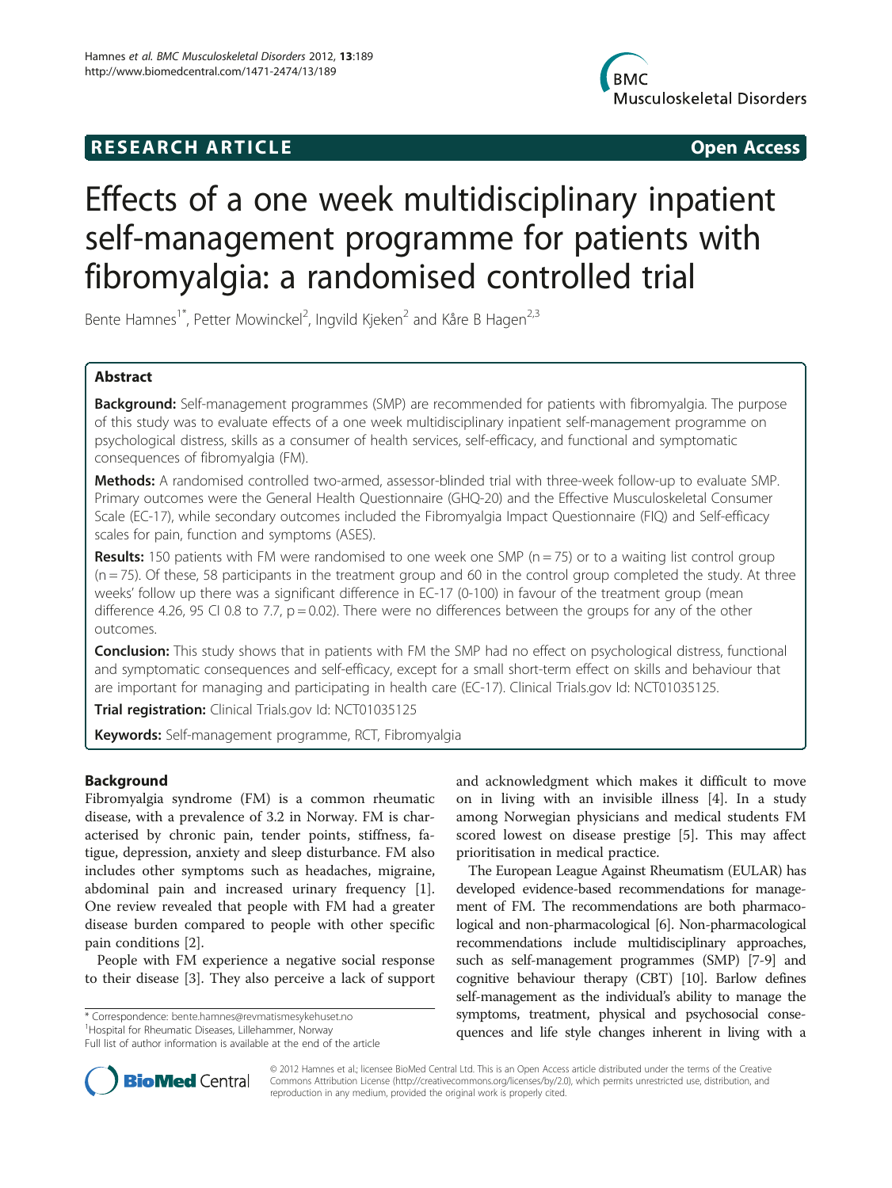**RESEARCH ARTICLE** **Open Access**

# Effects of a one week multidisciplinary inpatient self-management programme for patients with fibromyalgia: a randomised controlled trial

Bente Hamnes[1*], Petter Mowinckel[2], Ingvild Kjeken[2] and Kåre B Hagen[2,3]

## Abstract

**Background:** Self-management programmes (SMP) are recommended for patients with fibromyalgia. The purpose of this study was to evaluate effects of a one week multidisciplinary inpatient self-management programme on psychological distress, skills as a consumer of health services, self-efficacy, and functional and symptomatic consequences of fibromyalgia (FM).

**Methods:** A randomised controlled two-armed, assessor-blinded trial with three-week follow-up to evaluate SMP. Primary outcomes were the General Health Questionnaire (GHQ-20) and the Effective Musculoskeletal Consumer Scale (EC-17), while secondary outcomes included the Fibromyalgia Impact Questionnaire (FIQ) and Self-efficacy scales for pain, function and symptoms (ASES).

**Results:** 150 patients with FM were randomised to one week one SMP (n = 75) or to a waiting list control group (n = 75). Of these, 58 participants in the treatment group and 60 in the control group completed the study. At three weeks' follow up there was a significant difference in EC-17 (0-100) in favour of the treatment group (mean difference 4.26, 95 CI 0.8 to 7.7, p = 0.02). There were no differences between the groups for any of the other outcomes.

**Conclusion:** This study shows that in patients with FM the SMP had no effect on psychological distress, functional and symptomatic consequences and self-efficacy, except for a small short-term effect on skills and behaviour that are important for managing and participating in health care (EC-17). Clinical Trials.gov Id: NCT01035125.

**Trial registration:** Clinical Trials.gov Id: NCT01035125

**Keywords:** Self-management programme, RCT, Fibromyalgia

## Background

Fibromyalgia syndrome (FM) is a common rheumatic disease, with a prevalence of 3.2 in Norway. FM is characterised by chronic pain, tender points, stiffness, fatigue, depression, anxiety and sleep disturbance. FM also includes other symptoms such as headaches, migraine, abdominal pain and increased urinary frequency [1]. One review revealed that people with FM had a greater disease burden compared to people with other specific pain conditions [2].

People with FM experience a negative social response to their disease [3]. They also perceive a lack of support and acknowledgment which makes it difficult to move on in living with an invisible illness [4]. In a study among Norwegian physicians and medical students FM scored lowest on disease prestige [5]. This may affect prioritisation in medical practice.

The European League Against Rheumatism (EULAR) has developed evidence-based recommendations for management of FM. The recommendations are both pharmacological and non-pharmacological [6]. Non-pharmacological recommendations include multidisciplinary approaches, such as self-management programmes (SMP) [7-9] and cognitive behaviour therapy (CBT) [10]. Barlow defines self-management as the individual's ability to manage the symptoms, treatment, physical and psychosocial consequences and life style changes inherent in living with a

\* Correspondence: bente.hamnes@revmatismesykehuset.no
[1]Hospital for Rheumatic Diseases, Lillehammer, Norway
Full list of author information is available at the end of the article

© 2012 Hamnes et al.; licensee BioMed Central Ltd. This is an Open Access article distributed under the terms of the Creative Commons Attribution License (http://creativecommons.org/licenses/by/2.0), which permits unrestricted use, distribution, and reproduction in any medium, provided the original work is properly cited.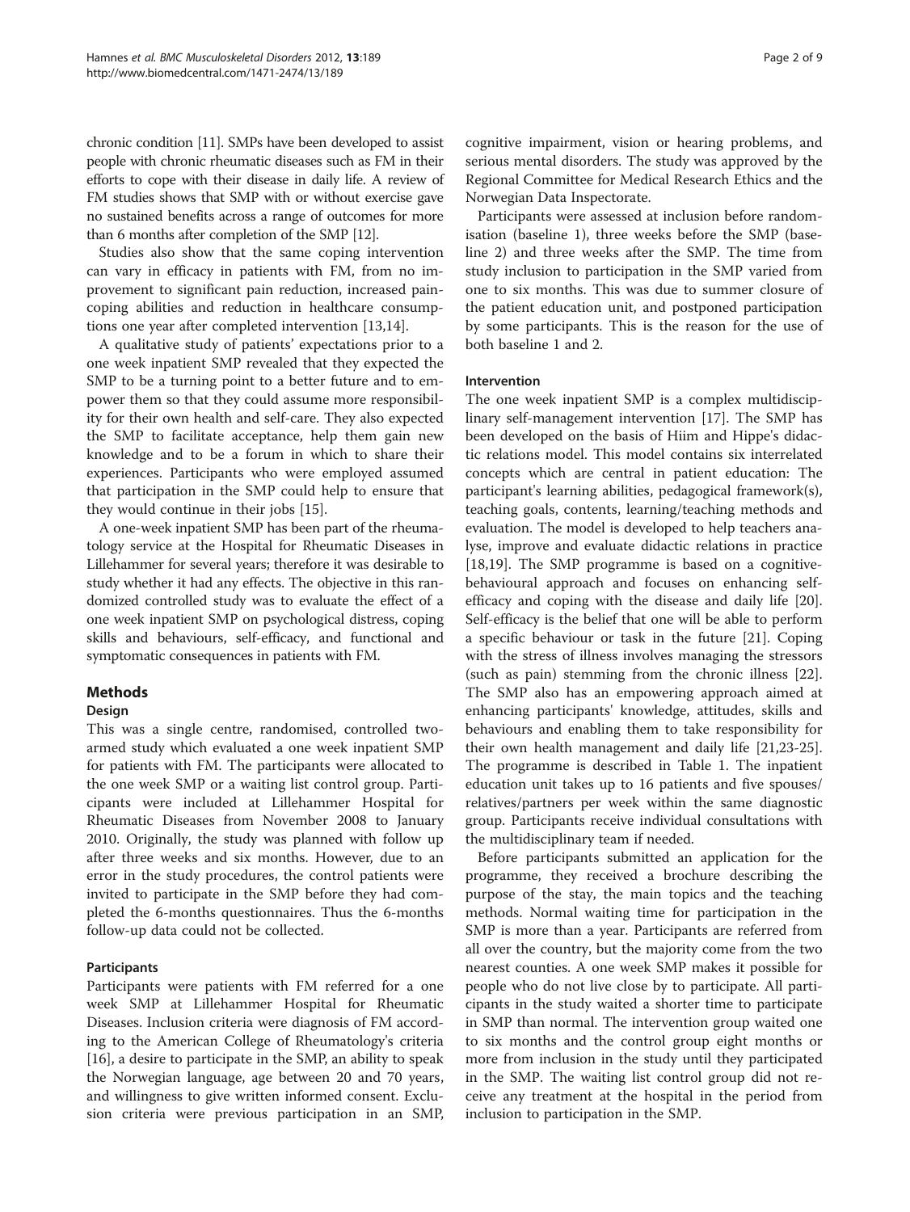chronic condition [11]. SMPs have been developed to assist people with chronic rheumatic diseases such as FM in their efforts to cope with their disease in daily life. A review of FM studies shows that SMP with or without exercise gave no sustained benefits across a range of outcomes for more than 6 months after completion of the SMP [12].

Studies also show that the same coping intervention can vary in efficacy in patients with FM, from no improvement to significant pain reduction, increased pain-coping abilities and reduction in healthcare consumptions one year after completed intervention [13,14].

A qualitative study of patients' expectations prior to a one week inpatient SMP revealed that they expected the SMP to be a turning point to a better future and to empower them so that they could assume more responsibility for their own health and self-care. They also expected the SMP to facilitate acceptance, help them gain new knowledge and to be a forum in which to share their experiences. Participants who were employed assumed that participation in the SMP could help to ensure that they would continue in their jobs [15].

A one-week inpatient SMP has been part of the rheumatology service at the Hospital for Rheumatic Diseases in Lillehammer for several years; therefore it was desirable to study whether it had any effects. The objective in this randomized controlled study was to evaluate the effect of a one week inpatient SMP on psychological distress, coping skills and behaviours, self-efficacy, and functional and symptomatic consequences in patients with FM.

## Methods

### Design

This was a single centre, randomised, controlled two-armed study which evaluated a one week inpatient SMP for patients with FM. The participants were allocated to the one week SMP or a waiting list control group. Participants were included at Lillehammer Hospital for Rheumatic Diseases from November 2008 to January 2010. Originally, the study was planned with follow up after three weeks and six months. However, due to an error in the study procedures, the control patients were invited to participate in the SMP before they had completed the 6-months questionnaires. Thus the 6-months follow-up data could not be collected.

### Participants

Participants were patients with FM referred for a one week SMP at Lillehammer Hospital for Rheumatic Diseases. Inclusion criteria were diagnosis of FM according to the American College of Rheumatology's criteria [16], a desire to participate in the SMP, an ability to speak the Norwegian language, age between 20 and 70 years, and willingness to give written informed consent. Exclusion criteria were previous participation in an SMP, cognitive impairment, vision or hearing problems, and serious mental disorders. The study was approved by the Regional Committee for Medical Research Ethics and the Norwegian Data Inspectorate.

Participants were assessed at inclusion before randomisation (baseline 1), three weeks before the SMP (baseline 2) and three weeks after the SMP. The time from study inclusion to participation in the SMP varied from one to six months. This was due to summer closure of the patient education unit, and postponed participation by some participants. This is the reason for the use of both baseline 1 and 2.

### Intervention

The one week inpatient SMP is a complex multidisciplinary self-management intervention [17]. The SMP has been developed on the basis of Hiim and Hippe's didactic relations model. This model contains six interrelated concepts which are central in patient education: The participant's learning abilities, pedagogical framework(s), teaching goals, contents, learning/teaching methods and evaluation. The model is developed to help teachers analyse, improve and evaluate didactic relations in practice [18,19]. The SMP programme is based on a cognitive-behavioural approach and focuses on enhancing self-efficacy and coping with the disease and daily life [20]. Self-efficacy is the belief that one will be able to perform a specific behaviour or task in the future [21]. Coping with the stress of illness involves managing the stressors (such as pain) stemming from the chronic illness [22]. The SMP also has an empowering approach aimed at enhancing participants' knowledge, attitudes, skills and behaviours and enabling them to take responsibility for their own health management and daily life [21,23-25]. The programme is described in Table 1. The inpatient education unit takes up to 16 patients and five spouses/relatives/partners per week within the same diagnostic group. Participants receive individual consultations with the multidisciplinary team if needed.

Before participants submitted an application for the programme, they received a brochure describing the purpose of the stay, the main topics and the teaching methods. Normal waiting time for participation in the SMP is more than a year. Participants are referred from all over the country, but the majority come from the two nearest counties. A one week SMP makes it possible for people who do not live close by to participate. All participants in the study waited a shorter time to participate in SMP than normal. The intervention group waited one to six months and the control group eight months or more from inclusion in the study until they participated in the SMP. The waiting list control group did not receive any treatment at the hospital in the period from inclusion to participation in the SMP.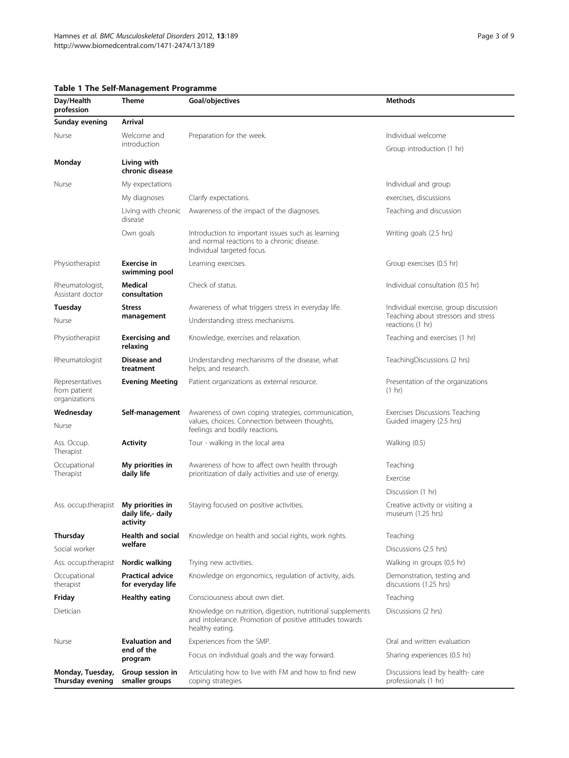**Table 1 The Self-Management Programme**

| Day/Health profession | Theme | Goal/objectives | Methods |
|---|---|---|---|
| **Sunday evening** | **Arrival** | | |
| Nurse | Welcome and introduction | Preparation for the week. | Individual welcome |
| | | | Group introduction (1 hr) |
| **Monday** | **Living with chronic disease** | | |
| Nurse | My expectations | | Individual and group |
| | My diagnoses | Clarify expectations. | exercises, discussions |
| | Living with chronic disease | Awareness of the impact of the diagnoses. | Teaching and discussion |
| | Own goals | Introduction to important issues such as learning and normal reactions to a chronic disease. Individual targeted focus. | Writing goals (2.5 hrs) |
| Physiotherapist | **Exercise in swimming pool** | Learning exercises. | Group exercises (0.5 hr) |
| Rheumatologist, Assistant doctor | **Medical consultation** | Check of status. | Individual consultation (0.5 hr) |
| **Tuesday** | **Stress management** | Awareness of what triggers stress in everyday life. | Individual exercise, group discussion |
| Nurse | | Understanding stress mechanisms. | Teaching about stressors and stress reactions (1 hr) |
| Physiotherapist | **Exercising and relaxing** | Knowledge, exercises and relaxation. | Teaching and exercises (1 hr) |
| Rheumatologist | **Disease and treatment** | Understanding mechanisms of the disease, what helps, and research. | TeachingDiscussions (2 hrs) |
| Representatives from patient organizations | **Evening Meeting** | Patient organizations as external resource. | Presentation of the organizations (1 hr) |
| **Wednesday** | **Self-management** | Awareness of own coping strategies, communication, values, choices. Connection between thoughts, feelings and bodily reactions. | Exercises Discussions Teaching Guided imagery (2.5 hrs) |
| Nurse | | | |
| Ass. Occup. Therapist | **Activity** | Tour - walking in the local area | Walking (0.5) |
| Occupational Therapist | **My priorities in daily life** | Awareness of how to affect own health through prioritization of daily activities and use of energy. | Teaching |
| | | | Exercise |
| | | | Discussion (1 hr) |
| Ass. occup.therapist | **My priorities in daily life,- daily activity** | Staying focused on positive activities. | Creative activity or visiting a museum (1.25 hrs) |
| **Thursday** | **Health and social welfare** | Knowledge on health and social rights, work rights. | Teaching |
| Social worker | | | Discussions (2.5 hrs) |
| Ass. occup.therapist | **Nordic walking** | Trying new activities. | Walking in groups (0.5 hr) |
| Occupational therapist | **Practical advice for everyday life** | Knowledge on ergonomics, regulation of activity, aids. | Demonstration, testing and discussions (1.25 hrs) |
| **Friday** | **Healthy eating** | Consciousness about own diet. | Teaching |
| Dietician | | Knowledge on nutrition, digestion, nutritional supplements and intolerance. Promotion of positive attitudes towards healthy eating. | Discussions (2 hrs) |
| Nurse | **Evaluation and end of the program** | Experiences from the SMP. | Oral and written evaluation |
| | | Focus on individual goals and the way forward. | Sharing experiences (0.5 hr) |
| **Monday, Tuesday, Thursday evening** | **Group session in smaller groups** | Articulating how to live with FM and how to find new coping strategies. | Discussions lead by health- care professionals (1 hr) |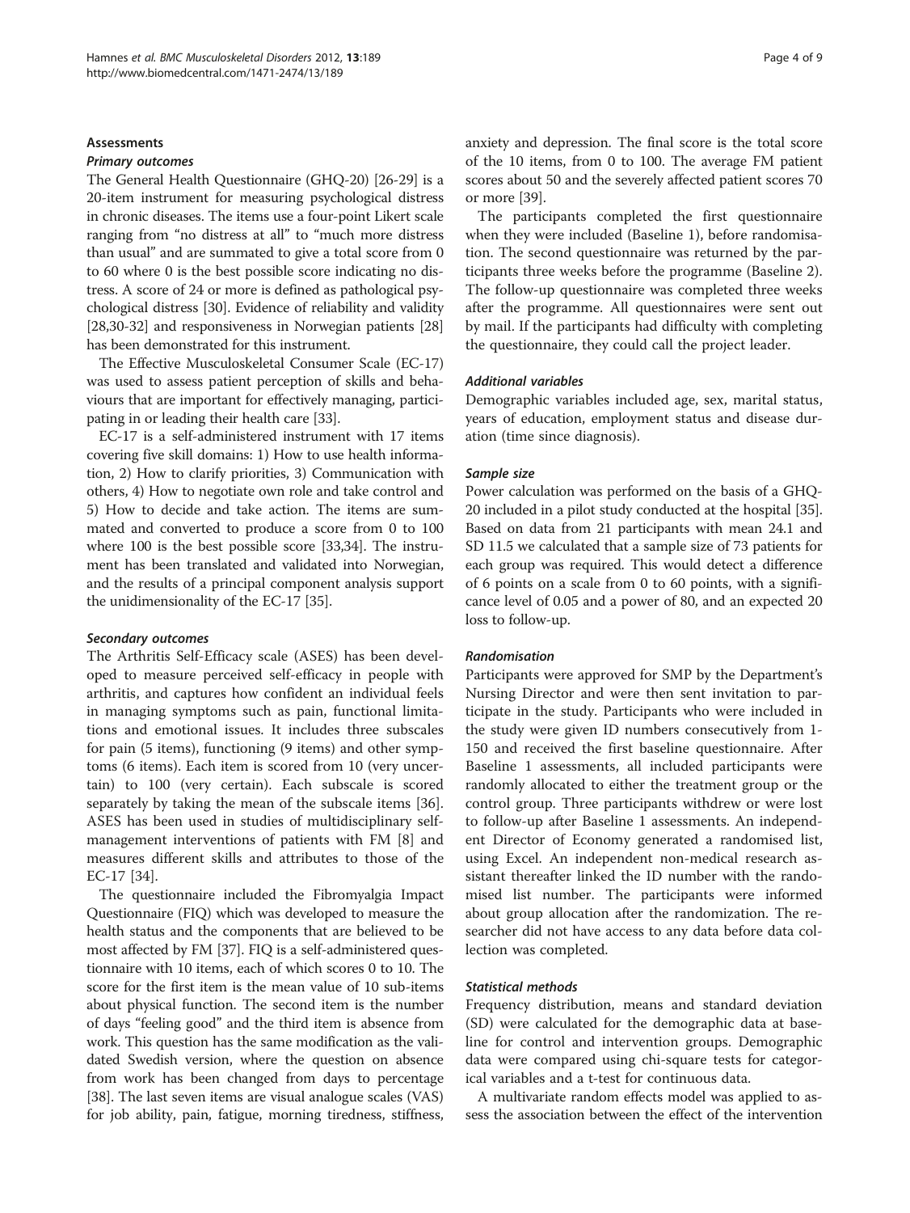## Assessments

### Primary outcomes

The General Health Questionnaire (GHQ-20) [26-29] is a 20-item instrument for measuring psychological distress in chronic diseases. The items use a four-point Likert scale ranging from "no distress at all" to "much more distress than usual" and are summated to give a total score from 0 to 60 where 0 is the best possible score indicating no distress. A score of 24 or more is defined as pathological psychological distress [30]. Evidence of reliability and validity [28,30-32] and responsiveness in Norwegian patients [28] has been demonstrated for this instrument.

The Effective Musculoskeletal Consumer Scale (EC-17) was used to assess patient perception of skills and behaviours that are important for effectively managing, participating in or leading their health care [33].

EC-17 is a self-administered instrument with 17 items covering five skill domains: 1) How to use health information, 2) How to clarify priorities, 3) Communication with others, 4) How to negotiate own role and take control and 5) How to decide and take action. The items are summated and converted to produce a score from 0 to 100 where 100 is the best possible score [33,34]. The instrument has been translated and validated into Norwegian, and the results of a principal component analysis support the unidimensionality of the EC-17 [35].

### Secondary outcomes

The Arthritis Self-Efficacy scale (ASES) has been developed to measure perceived self-efficacy in people with arthritis, and captures how confident an individual feels in managing symptoms such as pain, functional limitations and emotional issues. It includes three subscales for pain (5 items), functioning (9 items) and other symptoms (6 items). Each item is scored from 10 (very uncertain) to 100 (very certain). Each subscale is scored separately by taking the mean of the subscale items [36]. ASES has been used in studies of multidisciplinary self-management interventions of patients with FM [8] and measures different skills and attributes to those of the EC-17 [34].

The questionnaire included the Fibromyalgia Impact Questionnaire (FIQ) which was developed to measure the health status and the components that are believed to be most affected by FM [37]. FIQ is a self-administered questionnaire with 10 items, each of which scores 0 to 10. The score for the first item is the mean value of 10 sub-items about physical function. The second item is the number of days "feeling good" and the third item is absence from work. This question has the same modification as the validated Swedish version, where the question on absence from work has been changed from days to percentage [38]. The last seven items are visual analogue scales (VAS) for job ability, pain, fatigue, morning tiredness, stiffness, anxiety and depression. The final score is the total score of the 10 items, from 0 to 100. The average FM patient scores about 50 and the severely affected patient scores 70 or more [39].

The participants completed the first questionnaire when they were included (Baseline 1), before randomisation. The second questionnaire was returned by the participants three weeks before the programme (Baseline 2). The follow-up questionnaire was completed three weeks after the programme. All questionnaires were sent out by mail. If the participants had difficulty with completing the questionnaire, they could call the project leader.

### Additional variables

Demographic variables included age, sex, marital status, years of education, employment status and disease duration (time since diagnosis).

### Sample size

Power calculation was performed on the basis of a GHQ-20 included in a pilot study conducted at the hospital [35]. Based on data from 21 participants with mean 24.1 and SD 11.5 we calculated that a sample size of 73 patients for each group was required. This would detect a difference of 6 points on a scale from 0 to 60 points, with a significance level of 0.05 and a power of 80, and an expected 20 loss to follow-up.

### Randomisation

Participants were approved for SMP by the Department's Nursing Director and were then sent invitation to participate in the study. Participants who were included in the study were given ID numbers consecutively from 1-150 and received the first baseline questionnaire. After Baseline 1 assessments, all included participants were randomly allocated to either the treatment group or the control group. Three participants withdrew or were lost to follow-up after Baseline 1 assessments. An independent Director of Economy generated a randomised list, using Excel. An independent non-medical research assistant thereafter linked the ID number with the randomised list number. The participants were informed about group allocation after the randomization. The researcher did not have access to any data before data collection was completed.

### Statistical methods

Frequency distribution, means and standard deviation (SD) were calculated for the demographic data at baseline for control and intervention groups. Demographic data were compared using chi-square tests for categorical variables and a t-test for continuous data.

A multivariate random effects model was applied to assess the association between the effect of the intervention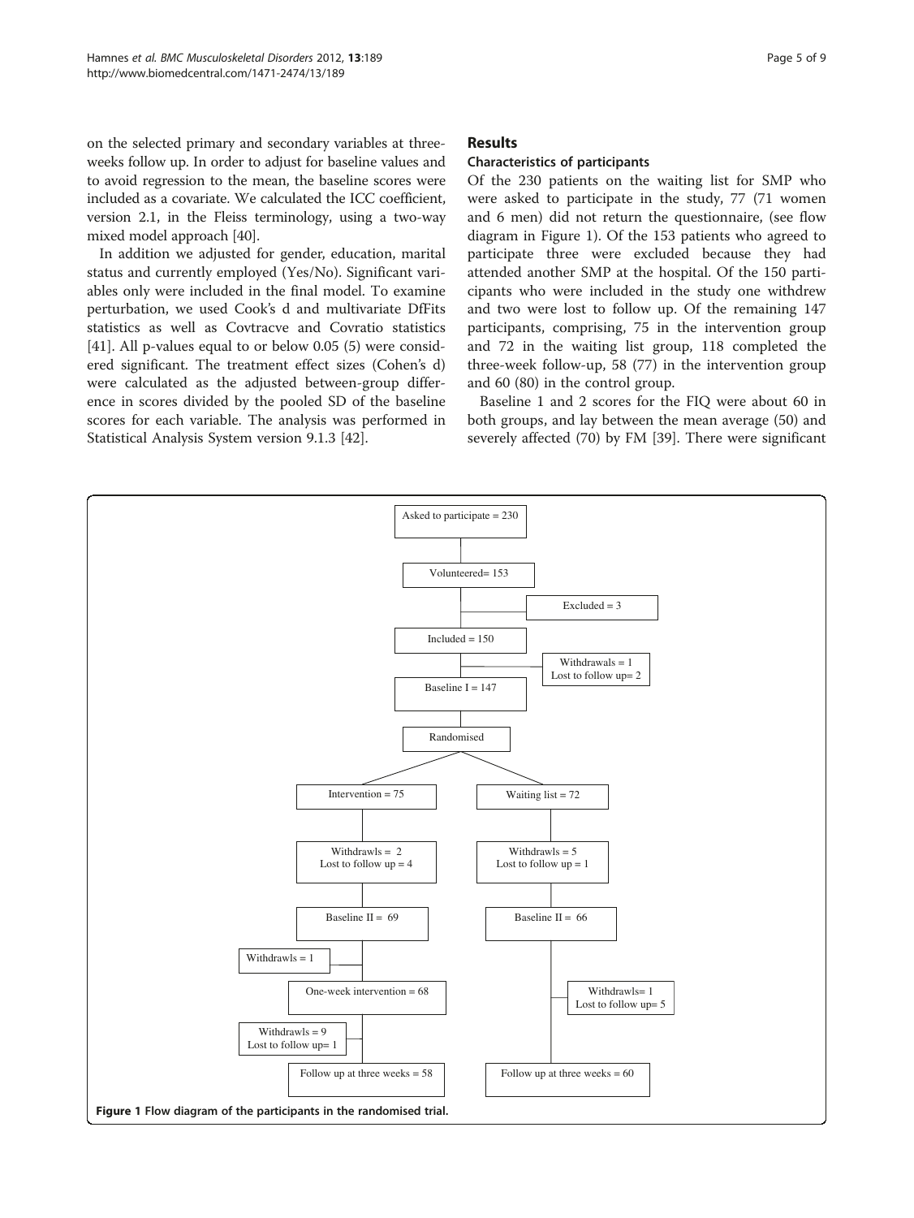on the selected primary and secondary variables at three-weeks follow up. In order to adjust for baseline values and to avoid regression to the mean, the baseline scores were included as a covariate. We calculated the ICC coefficient, version 2.1, in the Fleiss terminology, using a two-way mixed model approach [40].

In addition we adjusted for gender, education, marital status and currently employed (Yes/No). Significant variables only were included in the final model. To examine perturbation, we used Cook's d and multivariate DfFits statistics as well as Covtracve and Covratio statistics [41]. All p-values equal to or below 0.05 (5) were considered significant. The treatment effect sizes (Cohen's d) were calculated as the adjusted between-group difference in scores divided by the pooled SD of the baseline scores for each variable. The analysis was performed in Statistical Analysis System version 9.1.3 [42].

## Results

### Characteristics of participants

Of the 230 patients on the waiting list for SMP who were asked to participate in the study, 77 (71 women and 6 men) did not return the questionnaire, (see flow diagram in Figure 1). Of the 153 patients who agreed to participate three were excluded because they had attended another SMP at the hospital. Of the 150 participants who were included in the study one withdrew and two were lost to follow up. Of the remaining 147 participants, comprising, 75 in the intervention group and 72 in the waiting list group, 118 completed the three-week follow-up, 58 (77) in the intervention group and 60 (80) in the control group.

Baseline 1 and 2 scores for the FIQ were about 60 in both groups, and lay between the mean average (50) and severely affected (70) by FM [39]. There were significant

Asked to participate = 230

Volunteered= 153

Excluded = 3

Included = 150

Withdrawals = 1
Lost to follow up= 2

Baseline I = 147

Randomised

Intervention = 75 | Waiting list = 72

Withdrawls = 2
Lost to follow up = 4 | Withdrawls = 5
Lost to follow up = 1

Baseline II = 69 | Baseline II = 66

Withdrawls = 1

One-week intervention = 68

Withdrawls= 1
Lost to follow up= 5

Withdrawls = 9
Lost to follow up= 1

Follow up at three weeks = 58 | Follow up at three weeks = 60

**Figure 1 Flow diagram of the participants in the randomised trial.**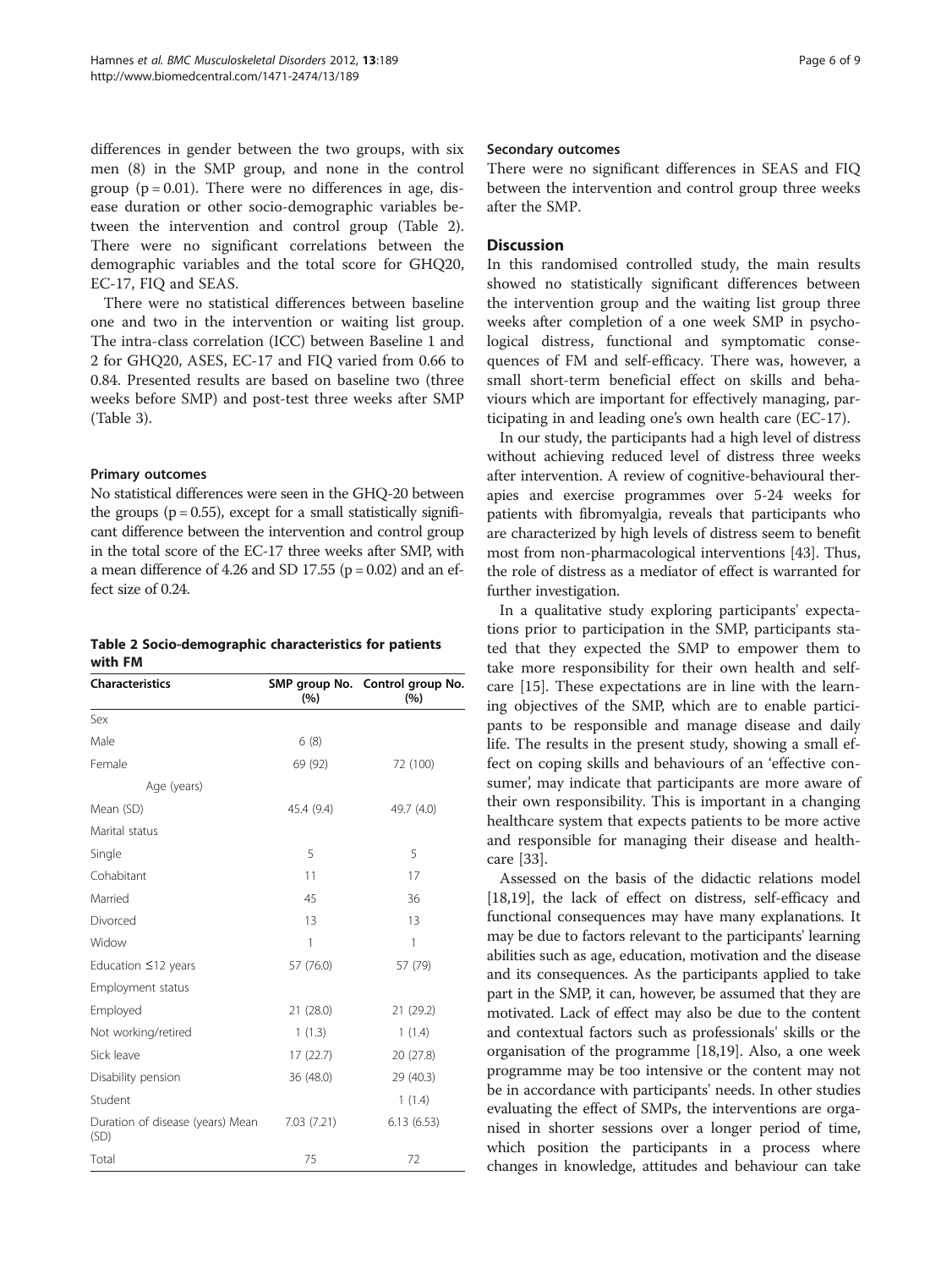differences in gender between the two groups, with six men (8) in the SMP group, and none in the control group ($p = 0.01$). There were no differences in age, disease duration or other socio-demographic variables between the intervention and control group (Table 2). There were no significant correlations between the demographic variables and the total score for GHQ20, EC-17, FIQ and SEAS.

There were no statistical differences between baseline one and two in the intervention or waiting list group. The intra-class correlation (ICC) between Baseline 1 and 2 for GHQ20, ASES, EC-17 and FIQ varied from 0.66 to 0.84. Presented results are based on baseline two (three weeks before SMP) and post-test three weeks after SMP (Table 3).

### Primary outcomes

No statistical differences were seen in the GHQ-20 between the groups ($p = 0.55$), except for a small statistically significant difference between the intervention and control group in the total score of the EC-17 three weeks after SMP, with a mean difference of 4.26 and SD 17.55 ($p = 0.02$) and an effect size of 0.24.

**Table 2 Socio-demographic characteristics for patients with FM**

| Characteristics | SMP group No. (%) | Control group No. (%) |
|---|---|---|
| Sex | | |
| Male | 6 (8) | |
| Female | 69 (92) | 72 (100) |
| Age (years) | | |
| Mean (SD) | 45.4 (9.4) | 49.7 (4.0) |
| Marital status | | |
| Single | 5 | 5 |
| Cohabitant | 11 | 17 |
| Married | 45 | 36 |
| Divorced | 13 | 13 |
| Widow | 1 | 1 |
| Education ≤12 years | 57 (76.0) | 57 (79) |
| Employment status | | |
| Employed | 21 (28.0) | 21 (29.2) |
| Not working/retired | 1 (1.3) | 1 (1.4) |
| Sick leave | 17 (22.7) | 20 (27.8) |
| Disability pension | 36 (48.0) | 29 (40.3) |
| Student | | 1 (1.4) |
| Duration of disease (years) Mean (SD) | 7.03 (7.21) | 6.13 (6.53) |
| Total | 75 | 72 |

### Secondary outcomes

There were no significant differences in SEAS and FIQ between the intervention and control group three weeks after the SMP.

## Discussion

In this randomised controlled study, the main results showed no statistically significant differences between the intervention group and the waiting list group three weeks after completion of a one week SMP in psychological distress, functional and symptomatic consequences of FM and self-efficacy. There was, however, a small short-term beneficial effect on skills and behaviours which are important for effectively managing, participating in and leading one's own health care (EC-17).

In our study, the participants had a high level of distress without achieving reduced level of distress three weeks after intervention. A review of cognitive-behavioural therapies and exercise programmes over 5-24 weeks for patients with fibromyalgia, reveals that participants who are characterized by high levels of distress seem to benefit most from non-pharmacological interventions [43]. Thus, the role of distress as a mediator of effect is warranted for further investigation.

In a qualitative study exploring participants' expectations prior to participation in the SMP, participants stated that they expected the SMP to empower them to take more responsibility for their own health and self-care [15]. These expectations are in line with the learning objectives of the SMP, which are to enable participants to be responsible and manage disease and daily life. The results in the present study, showing a small effect on coping skills and behaviours of an 'effective consumer', may indicate that participants are more aware of their own responsibility. This is important in a changing healthcare system that expects patients to be more active and responsible for managing their disease and healthcare [33].

Assessed on the basis of the didactic relations model [18,19], the lack of effect on distress, self-efficacy and functional consequences may have many explanations. It may be due to factors relevant to the participants' learning abilities such as age, education, motivation and the disease and its consequences. As the participants applied to take part in the SMP, it can, however, be assumed that they are motivated. Lack of effect may also be due to the content and contextual factors such as professionals' skills or the organisation of the programme [18,19]. Also, a one week programme may be too intensive or the content may not be in accordance with participants' needs. In other studies evaluating the effect of SMPs, the interventions are organised in shorter sessions over a longer period of time, which position the participants in a process where changes in knowledge, attitudes and behaviour can take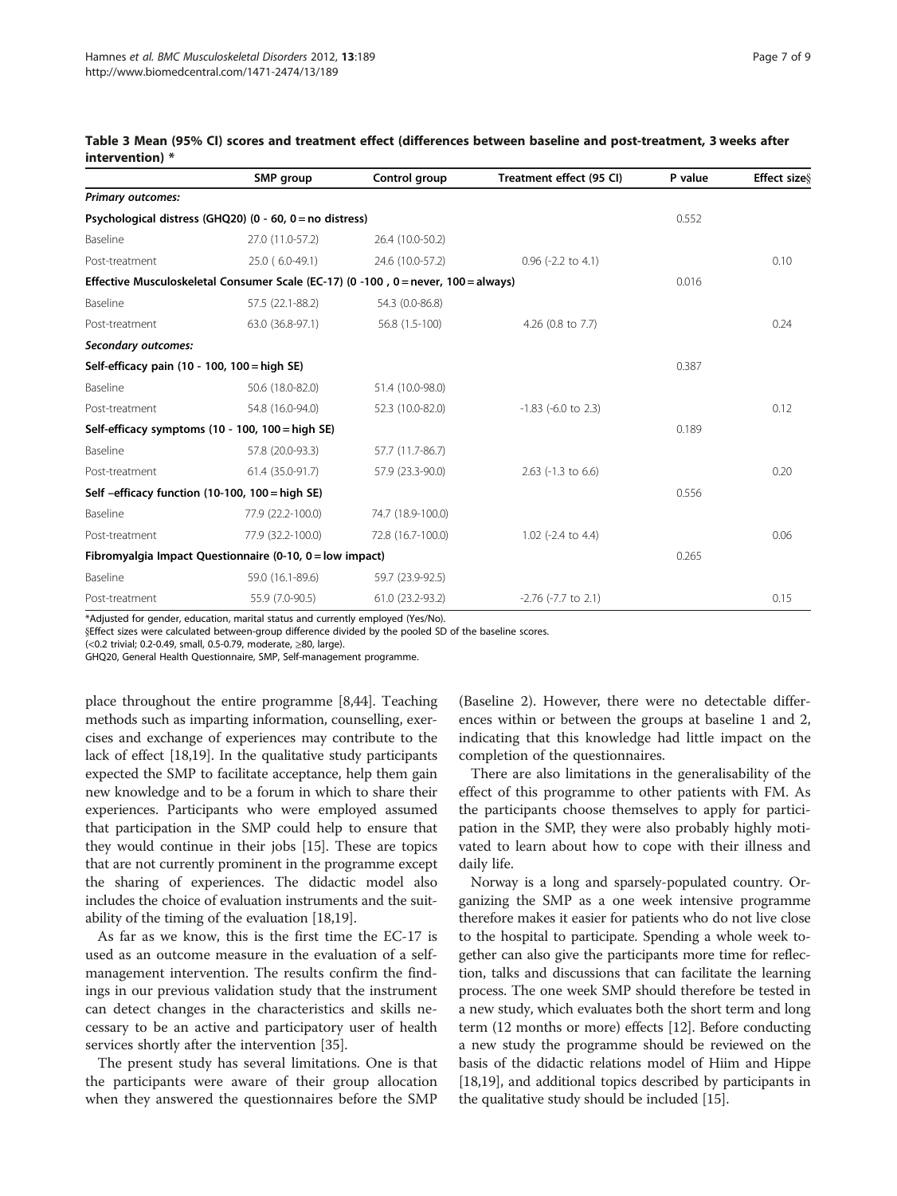**Table 3 Mean (95% CI) scores and treatment effect (differences between baseline and post-treatment, 3 weeks after intervention) ***

| | SMP group | Control group | Treatment effect (95 CI) | P value | Effect size§ |
|---|---|---|---|---|---|
| ***Primary outcomes:*** | | | | | |
| **Psychological distress (GHQ20) (0 - 60, 0 = no distress)** | | | | 0.552 | |
| Baseline | 27.0 (11.0-57.2) | 26.4 (10.0-50.2) | | | |
| Post-treatment | 25.0 ( 6.0-49.1) | 24.6 (10.0-57.2) | 0.96 (-2.2 to 4.1) | | 0.10 |
| **Effective Musculoskeletal Consumer Scale (EC-17) (0 -100 , 0 = never, 100 = always)** | | | | 0.016 | |
| Baseline | 57.5 (22.1-88.2) | 54.3 (0.0-86.8) | | | |
| Post-treatment | 63.0 (36.8-97.1) | 56.8 (1.5-100) | 4.26 (0.8 to 7.7) | | 0.24 |
| ***Secondary outcomes:*** | | | | | |
| **Self-efficacy pain (10 - 100, 100 = high SE)** | | | | 0.387 | |
| Baseline | 50.6 (18.0-82.0) | 51.4 (10.0-98.0) | | | |
| Post-treatment | 54.8 (16.0-94.0) | 52.3 (10.0-82.0) | -1.83 (-6.0 to 2.3) | | 0.12 |
| **Self-efficacy symptoms (10 - 100, 100 = high SE)** | | | | 0.189 | |
| Baseline | 57.8 (20.0-93.3) | 57.7 (11.7-86.7) | | | |
| Post-treatment | 61.4 (35.0-91.7) | 57.9 (23.3-90.0) | 2.63 (-1.3 to 6.6) | | 0.20 |
| **Self –efficacy function (10-100, 100 = high SE)** | | | | 0.556 | |
| Baseline | 77.9 (22.2-100.0) | 74.7 (18.9-100.0) | | | |
| Post-treatment | 77.9 (32.2-100.0) | 72.8 (16.7-100.0) | 1.02 (-2.4 to 4.4) | | 0.06 |
| **Fibromyalgia Impact Questionnaire (0-10, 0 = low impact)** | | | | 0.265 | |
| Baseline | 59.0 (16.1-89.6) | 59.7 (23.9-92.5) | | | |
| Post-treatment | 55.9 (7.0-90.5) | 61.0 (23.2-93.2) | -2.76 (-7.7 to 2.1) | | 0.15 |

*Adjusted for gender, education, marital status and currently employed (Yes/No).
§Effect sizes were calculated between-group difference divided by the pooled SD of the baseline scores.
(<0.2 trivial; 0.2-0.49, small, 0.5-0.79, moderate, ≥80, large).
GHQ20, General Health Questionnaire, SMP, Self-management programme.

place throughout the entire programme [8,44]. Teaching methods such as imparting information, counselling, exercises and exchange of experiences may contribute to the lack of effect [18,19]. In the qualitative study participants expected the SMP to facilitate acceptance, help them gain new knowledge and to be a forum in which to share their experiences. Participants who were employed assumed that participation in the SMP could help to ensure that they would continue in their jobs [15]. These are topics that are not currently prominent in the programme except the sharing of experiences. The didactic model also includes the choice of evaluation instruments and the suitability of the timing of the evaluation [18,19].

As far as we know, this is the first time the EC-17 is used as an outcome measure in the evaluation of a self-management intervention. The results confirm the findings in our previous validation study that the instrument can detect changes in the characteristics and skills necessary to be an active and participatory user of health services shortly after the intervention [35].

The present study has several limitations. One is that the participants were aware of their group allocation when they answered the questionnaires before the SMP (Baseline 2). However, there were no detectable differences within or between the groups at baseline 1 and 2, indicating that this knowledge had little impact on the completion of the questionnaires.

There are also limitations in the generalisability of the effect of this programme to other patients with FM. As the participants choose themselves to apply for participation in the SMP, they were also probably highly motivated to learn about how to cope with their illness and daily life.

Norway is a long and sparsely-populated country. Organizing the SMP as a one week intensive programme therefore makes it easier for patients who do not live close to the hospital to participate. Spending a whole week together can also give the participants more time for reflection, talks and discussions that can facilitate the learning process. The one week SMP should therefore be tested in a new study, which evaluates both the short term and long term (12 months or more) effects [12]. Before conducting a new study the programme should be reviewed on the basis of the didactic relations model of Hiim and Hippe [18,19], and additional topics described by participants in the qualitative study should be included [15].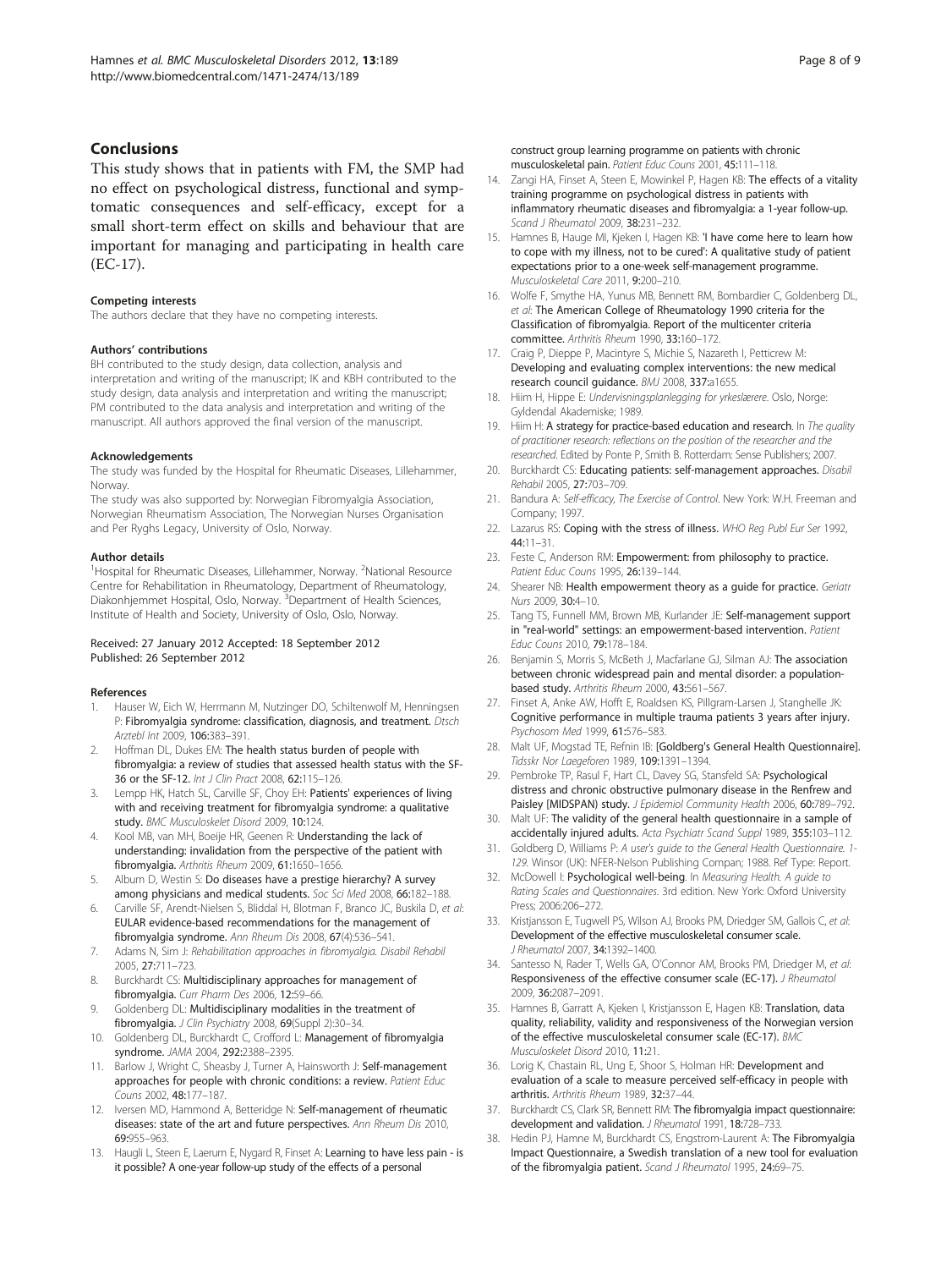## Conclusions

This study shows that in patients with FM, the SMP had no effect on psychological distress, functional and symptomatic consequences and self-efficacy, except for a small short-term effect on skills and behaviour that are important for managing and participating in health care (EC-17).

#### Competing interests

The authors declare that they have no competing interests.

#### Authors' contributions

BH contributed to the study design, data collection, analysis and interpretation and writing of the manuscript; IK and KBH contributed to the study design, data analysis and interpretation and writing the manuscript; PM contributed to the data analysis and interpretation and writing of the manuscript. All authors approved the final version of the manuscript.

#### Acknowledgements

The study was funded by the Hospital for Rheumatic Diseases, Lillehammer, Norway.

The study was also supported by: Norwegian Fibromyalgia Association, Norwegian Rheumatism Association, The Norwegian Nurses Organisation and Per Ryghs Legacy, University of Oslo, Norway.

#### Author details

[1]Hospital for Rheumatic Diseases, Lillehammer, Norway. [2]National Resource Centre for Rehabilitation in Rheumatology, Department of Rheumatology, Diakonhjemmet Hospital, Oslo, Norway. [3]Department of Health Sciences, Institute of Health and Society, University of Oslo, Oslo, Norway.

Received: 27 January 2012 Accepted: 18 September 2012
Published: 26 September 2012

#### References

1. Hauser W, Eich W, Herrmann M, Nutzinger DO, Schiltenwolf M, Henningsen P: **Fibromyalgia syndrome: classification, diagnosis, and treatment.** *Dtsch Arztebl Int* 2009, **106:**383–391.
2. Hoffman DL, Dukes EM: **The health status burden of people with fibromyalgia: a review of studies that assessed health status with the SF-36 or the SF-12.** *Int J Clin Pract* 2008, **62:**115–126.
3. Lempp HK, Hatch SL, Carville SF, Choy EH: **Patients' experiences of living with and receiving treatment for fibromyalgia syndrome: a qualitative study.** *BMC Musculoskelet Disord* 2009, **10:**124.
4. Kool MB, van MH, Boeije HR, Geenen R: **Understanding the lack of understanding: invalidation from the perspective of the patient with fibromyalgia.** *Arthritis Rheum* 2009, **61:**1650–1656.
5. Album D, Westin S: **Do diseases have a prestige hierarchy? A survey among physicians and medical students.** *Soc Sci Med* 2008, **66:**182–188.
6. Carville SF, Arendt-Nielsen S, Bliddal H, Blotman F, Branco JC, Buskila D, *et al*: **EULAR evidence-based recommendations for the management of fibromyalgia syndrome.** *Ann Rheum Dis* 2008, **67**(4):536–541.
7. Adams N, Sim J: *Rehabilitation approaches in fibromyalgia. Disabil Rehabil* 2005, **27:**711–723.
8. Burckhardt CS: **Multidisciplinary approaches for management of fibromyalgia.** *Curr Pharm Des* 2006, **12:**59–66.
9. Goldenberg DL: **Multidisciplinary modalities in the treatment of fibromyalgia.** *J Clin Psychiatry* 2008, **69**(Suppl 2):30–34.
10. Goldenberg DL, Burckhardt C, Crofford L: **Management of fibromyalgia syndrome.** *JAMA* 2004, **292:**2388–2395.
11. Barlow J, Wright C, Sheasby J, Turner A, Hainsworth J: **Self-management approaches for people with chronic conditions: a review.** *Patient Educ Couns* 2002, **48:**177–187.
12. Iversen MD, Hammond A, Betteridge N: **Self-management of rheumatic diseases: state of the art and future perspectives.** *Ann Rheum Dis* 2010, **69:**955–963.
13. Haugli L, Steen E, Laerum E, Nygard R, Finset A: **Learning to have less pain - is it possible? A one-year follow-up study of the effects of a personal construct group learning programme on patients with chronic musculoskeletal pain.** *Patient Educ Couns* 2001, **45:**111–118.
14. Zangi HA, Finset A, Steen E, Mowinkel P, Hagen KB: **The effects of a vitality training programme on psychological distress in patients with inflammatory rheumatic diseases and fibromyalgia: a 1-year follow-up.** *Scand J Rheumatol* 2009, **38:**231–232.
15. Hamnes B, Hauge MI, Kjeken I, Hagen KB: **'I have come here to learn how to cope with my illness, not to be cured': A qualitative study of patient expectations prior to a one-week self-management programme.** *Musculoskeletal Care* 2011, **9:**200–210.
16. Wolfe F, Smythe HA, Yunus MB, Bennett RM, Bombardier C, Goldenberg DL, *et al*: **The American College of Rheumatology 1990 criteria for the Classification of fibromyalgia. Report of the multicenter criteria committee.** *Arthritis Rheum* 1990, **33:**160–172.
17. Craig P, Dieppe P, Macintyre S, Michie S, Nazareth I, Petticrew M: **Developing and evaluating complex interventions: the new medical research council guidance.** *BMJ* 2008, **337:**a1655.
18. Hiim H, Hippe E: *Undervisningsplanlegging for yrkeslærere.* Oslo, Norge: Gyldendal Akademiske; 1989.
19. Hiim H: **A strategy for practice-based education and research.** In *The quality of practitioner research: reflections on the position of the researcher and the researched.* Edited by Ponte P, Smith B. Rotterdam: Sense Publishers; 2007.
20. Burckhardt CS: **Educating patients: self-management approaches.** *Disabil Rehabil* 2005, **27:**703–709.
21. Bandura A: *Self-efficacy, The Exercise of Control.* New York: W.H. Freeman and Company; 1997.
22. Lazarus RS: **Coping with the stress of illness.** *WHO Reg Publ Eur Ser* 1992, **44:**11–31.
23. Feste C, Anderson RM: **Empowerment: from philosophy to practice.** *Patient Educ Couns* 1995, **26:**139–144.
24. Shearer NB: **Health empowerment theory as a guide for practice.** *Geriatr Nurs* 2009, **30:**4–10.
25. Tang TS, Funnell MM, Brown MB, Kurlander JE: **Self-management support in "real-world" settings: an empowerment-based intervention.** *Patient Educ Couns* 2010, **79:**178–184.
26. Benjamin S, Morris S, McBeth J, Macfarlane GJ, Silman AJ: **The association between chronic widespread pain and mental disorder: a population-based study.** *Arthritis Rheum* 2000, **43:**561–567.
27. Finset A, Anke AW, Hofft E, Roaldsen KS, Pillgram-Larsen J, Stanghelle JK: **Cognitive performance in multiple trauma patients 3 years after injury.** *Psychosom Med* 1999, **61:**576–583.
28. Malt UF, Mogstad TE, Refnin IB: **[Goldberg's General Health Questionnaire].** *Tidsskr Nor Laegeforen* 1989, **109:**1391–1394.
29. Pembroke TP, Rasul F, Hart CL, Davey SG, Stansfeld SA: **Psychological distress and chronic obstructive pulmonary disease in the Renfrew and Paisley (MIDSPAN) study.** *J Epidemiol Community Health* 2006, **60:**789–792.
30. Malt UF: **The validity of the general health questionnaire in a sample of accidentally injured adults.** *Acta Psychiatr Scand Suppl* 1989, **355:**103–112.
31. Goldberg D, Williams P: *A user's guide to the General Health Questionnaire. 1-129.* Winsor (UK): NFER-Nelson Publishing Compan; 1988. Ref Type: Report.
32. McDowell I: **Psychological well-being.** In *Measuring Health. A guide to Rating Scales and Questionnaires.* 3rd edition. New York: Oxford University Press; 2006:206–272.
33. Kristjansson E, Tugwell PS, Wilson AJ, Brooks PM, Driedger SM, Gallois C, *et al*: **Development of the effective musculoskeletal consumer scale.** *J Rheumatol* 2007, **34:**1392–1400.
34. Santesso N, Rader T, Wells GA, O'Connor AM, Brooks PM, Driedger M, *et al*: **Responsiveness of the effective consumer scale (EC-17).** *J Rheumatol* 2009, **36:**2087–2091.
35. Hamnes B, Garratt A, Kjeken I, Kristjansson E, Hagen KB: **Translation, data quality, reliability, validity and responsiveness of the Norwegian version of the effective musculoskeletal consumer scale (EC-17).** *BMC Musculoskelet Disord* 2010, **11:**21.
36. Lorig K, Chastain RL, Ung E, Shoor S, Holman HR: **Development and evaluation of a scale to measure perceived self-efficacy in people with arthritis.** *Arthritis Rheum* 1989, **32:**37–44.
37. Burckhardt CS, Clark SR, Bennett RM: **The fibromyalgia impact questionnaire: development and validation.** *J Rheumatol* 1991, **18:**728–733.
38. Hedin PJ, Hamne M, Burckhardt CS, Engstrom-Laurent A: **The Fibromyalgia Impact Questionnaire, a Swedish translation of a new tool for evaluation of the fibromyalgia patient.** *Scand J Rheumatol* 1995, **24:**69–75.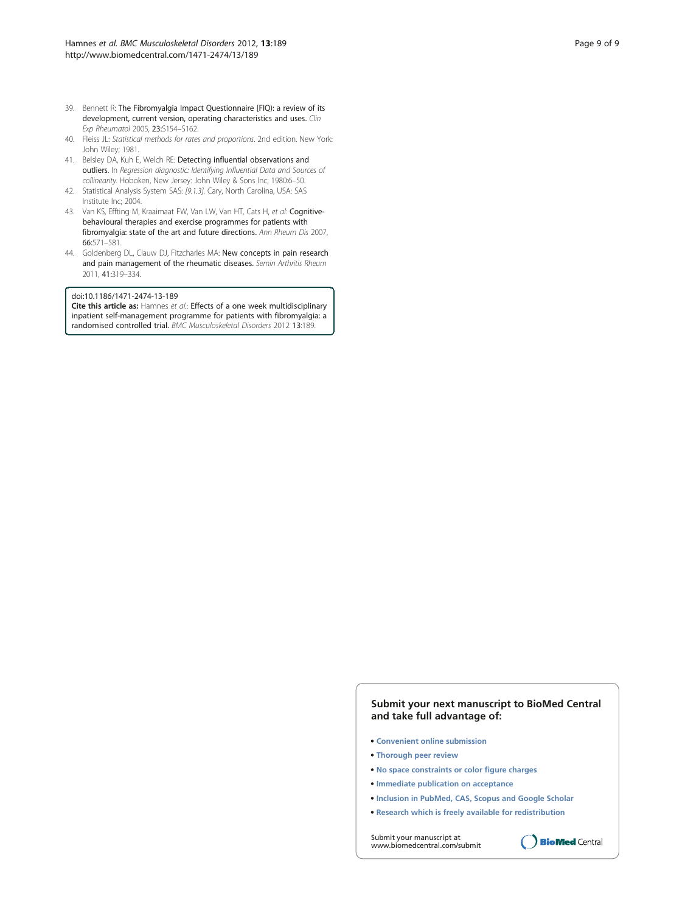39. Bennett R: **The Fibromyalgia Impact Questionnaire (FIQ): a review of its development, current version, operating characteristics and uses.** *Clin Exp Rheumatol* 2005, **23:**S154–S162.
40. Fleiss JL: *Statistical methods for rates and proportions*. 2nd edition. New York: John Wiley; 1981.
41. Belsley DA, Kuh E, Welch RE: **Detecting influential observations and outliers**. In *Regression diagnostic: Identifying Influential Data and Sources of collinearity*. Hoboken, New Jersey: John Wiley & Sons Inc; 1980:6–50.
42. Statistical Analysis System SAS: *[9.1.3]*. Cary, North Carolina, USA: SAS Institute Inc; 2004.
43. Van KS, Effting M, Kraaimaat FW, Van LW, Van HT, Cats H, *et al*: **Cognitive-behavioural therapies and exercise programmes for patients with fibromyalgia: state of the art and future directions.** *Ann Rheum Dis* 2007, **66:**571–581.
44. Goldenberg DL, Clauw DJ, Fitzcharles MA: **New concepts in pain research and pain management of the rheumatic diseases.** *Semin Arthritis Rheum* 2011, **41:**319–334.

doi:10.1186/1471-2474-13-189

**Cite this article as:** Hamnes *et al.*: Effects of a one week multidisciplinary inpatient self-management programme for patients with fibromyalgia: a randomised controlled trial. *BMC Musculoskeletal Disorders* 2012 **13**:189.

**Submit your next manuscript to BioMed Central and take full advantage of:**

- **Convenient online submission**
- **Thorough peer review**
- **No space constraints or color figure charges**
- **Immediate publication on acceptance**
- **Inclusion in PubMed, CAS, Scopus and Google Scholar**
- **Research which is freely available for redistribution**

Submit your manuscript at
www.biomedcentral.com/submit

BioMed Central